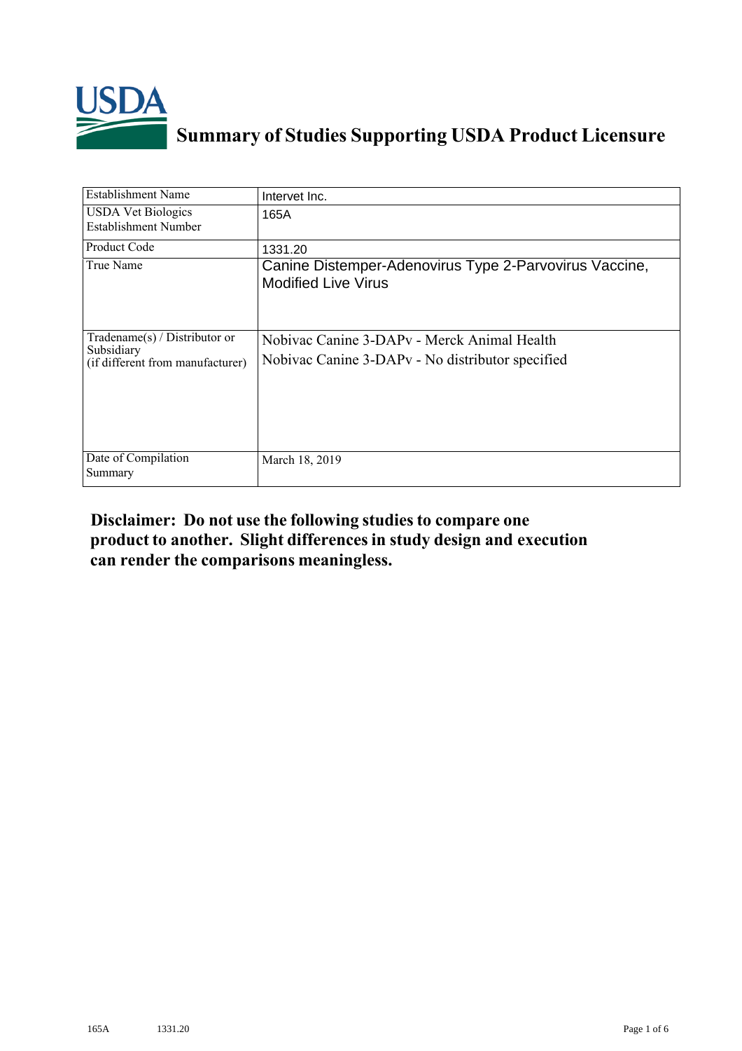# Summary of Studies Supporting USDA Product Licensure

| Establishment Name | Intervet Inc. |
|---|---|
| USDA Vet Biologics Establishment Number | 165A |
| Product Code | 1331.20 |
| True Name | Canine Distemper-Adenovirus Type 2-Parvovirus Vaccine, Modified Live Virus |
| Tradename(s) / Distributor or Subsidiary (if different from manufacturer) | Nobivac Canine 3-DAPv - Merck Animal Health<br>Nobivac Canine 3-DAPv - No distributor specified |
| Date of Compilation Summary | March 18, 2019 |

**Disclaimer: Do not use the following studies to compare one product to another. Slight differences in study design and execution can render the comparisons meaningless.**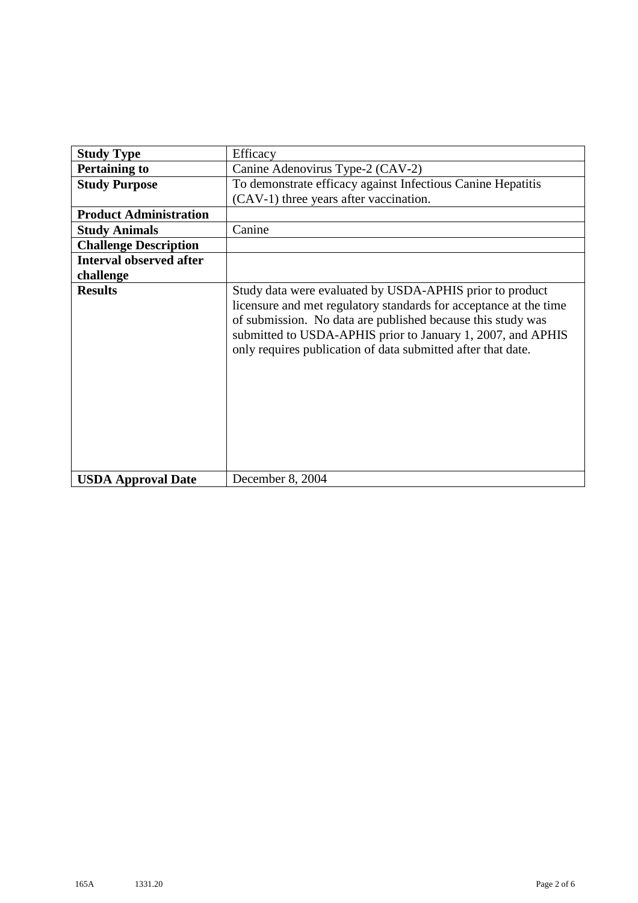| **Study Type** | Efficacy |
| --- | --- |
| **Pertaining to** | Canine Adenovirus Type-2 (CAV-2) |
| **Study Purpose** | To demonstrate efficacy against Infectious Canine Hepatitis (CAV-1) three years after vaccination. |
| **Product Administration** | |
| **Study Animals** | Canine |
| **Challenge Description** | |
| **Interval observed after challenge** | |
| **Results** | Study data were evaluated by USDA-APHIS prior to product licensure and met regulatory standards for acceptance at the time of submission. No data are published because this study was submitted to USDA-APHIS prior to January 1, 2007, and APHIS only requires publication of data submitted after that date. |
| **USDA Approval Date** | December 8, 2004 |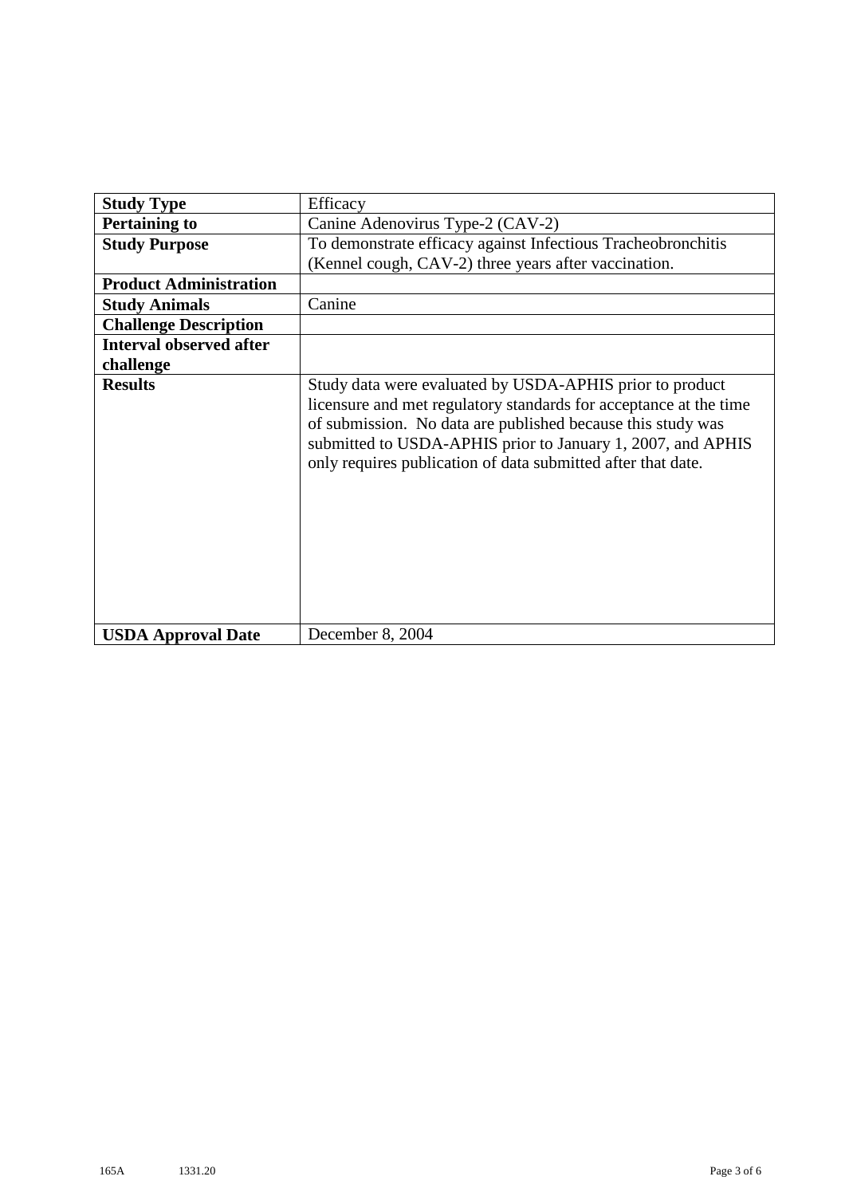| **Study Type** | Efficacy |
|---|---|
| **Pertaining to** | Canine Adenovirus Type-2 (CAV-2) |
| **Study Purpose** | To demonstrate efficacy against Infectious Tracheobronchitis (Kennel cough, CAV-2) three years after vaccination. |
| **Product Administration** | |
| **Study Animals** | Canine |
| **Challenge Description** | |
| **Interval observed after challenge** | |
| **Results** | Study data were evaluated by USDA-APHIS prior to product licensure and met regulatory standards for acceptance at the time of submission. No data are published because this study was submitted to USDA-APHIS prior to January 1, 2007, and APHIS only requires publication of data submitted after that date. |
| **USDA Approval Date** | December 8, 2004 |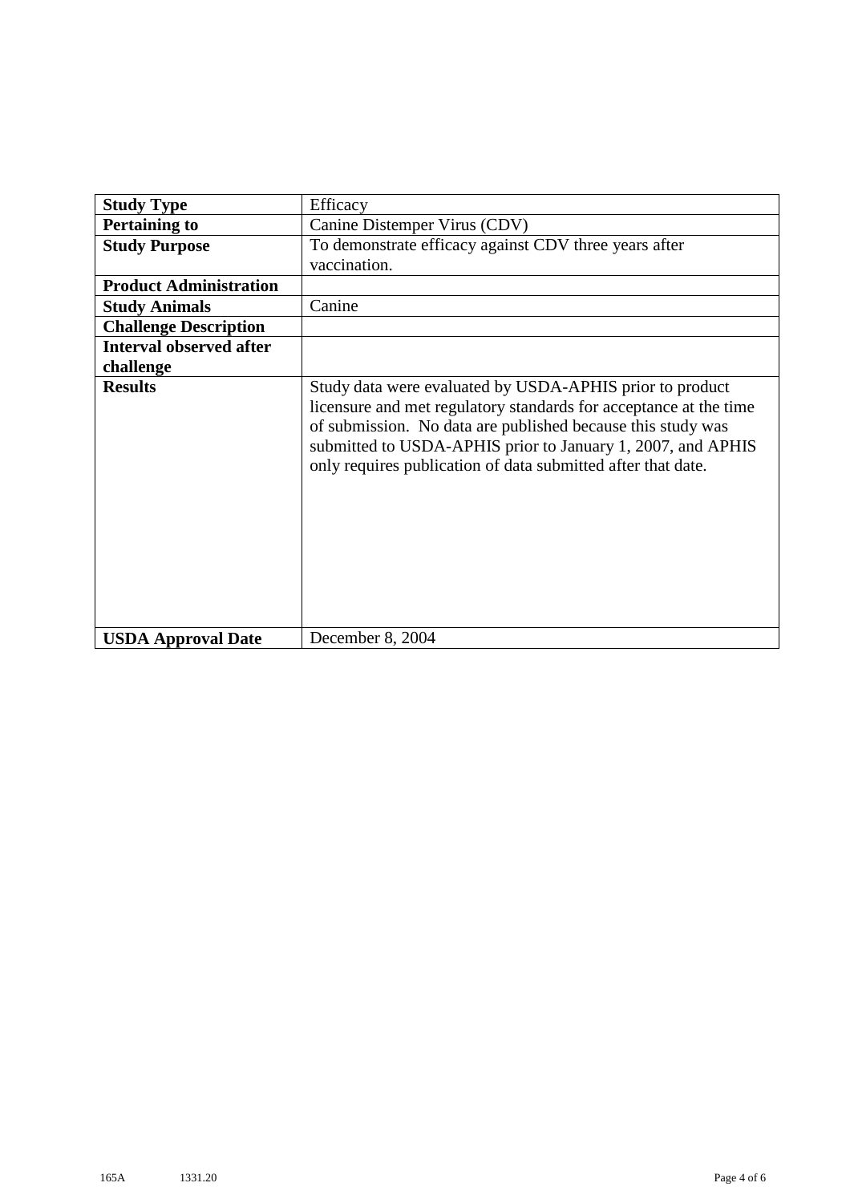| **Study Type** | Efficacy |
|---|---|
| **Pertaining to** | Canine Distemper Virus (CDV) |
| **Study Purpose** | To demonstrate efficacy against CDV three years after vaccination. |
| **Product Administration** | |
| **Study Animals** | Canine |
| **Challenge Description** | |
| **Interval observed after challenge** | |
| **Results** | Study data were evaluated by USDA-APHIS prior to product licensure and met regulatory standards for acceptance at the time of submission. No data are published because this study was submitted to USDA-APHIS prior to January 1, 2007, and APHIS only requires publication of data submitted after that date. |
| **USDA Approval Date** | December 8, 2004 |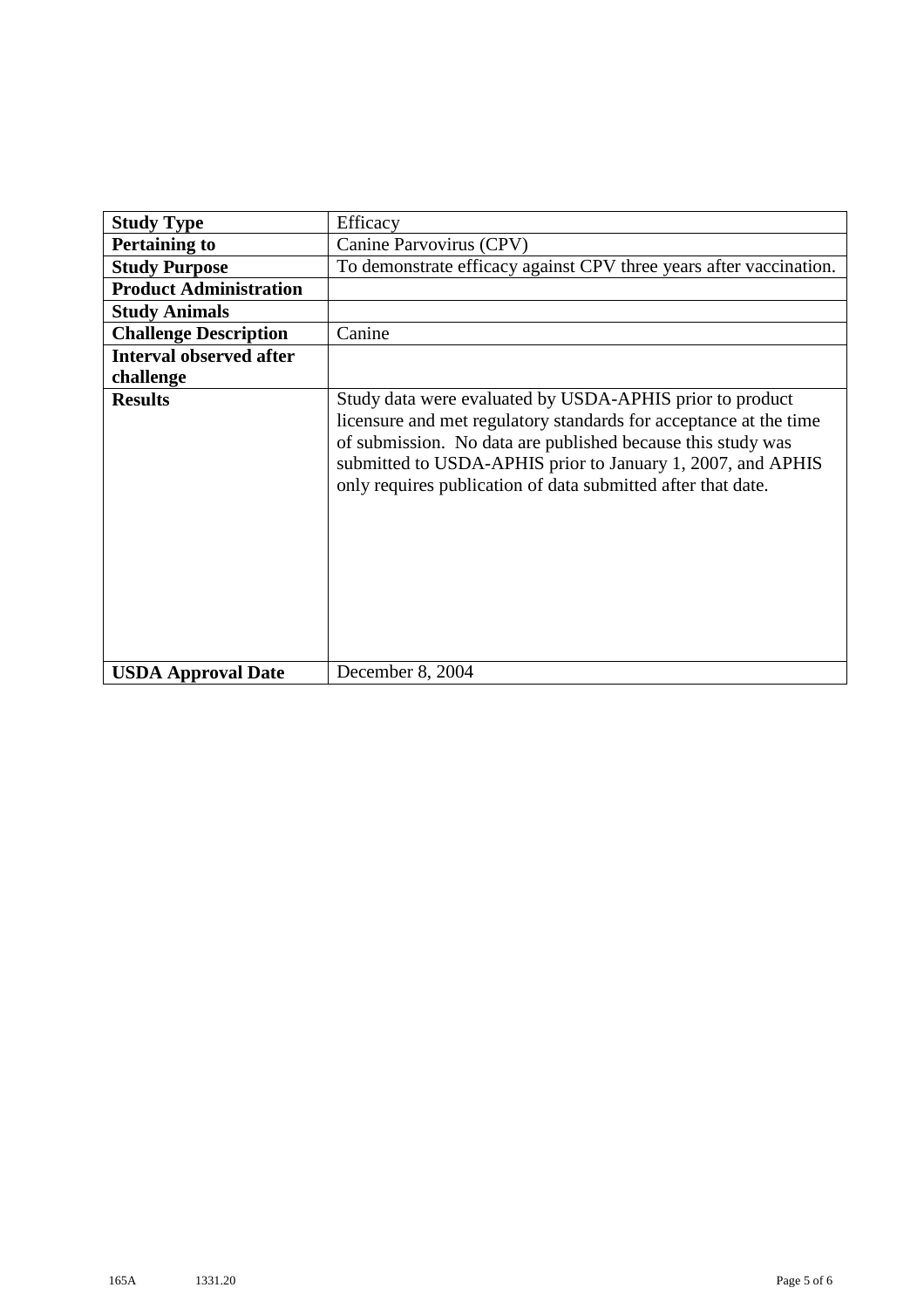| **Study Type** | Efficacy |
| --- | --- |
| **Pertaining to** | Canine Parvovirus (CPV) |
| **Study Purpose** | To demonstrate efficacy against CPV three years after vaccination. |
| **Product Administration** | |
| **Study Animals** | |
| **Challenge Description** | Canine |
| **Interval observed after challenge** | |
| **Results** | Study data were evaluated by USDA-APHIS prior to product licensure and met regulatory standards for acceptance at the time of submission. No data are published because this study was submitted to USDA-APHIS prior to January 1, 2007, and APHIS only requires publication of data submitted after that date. |
| **USDA Approval Date** | December 8, 2004 |

165A 1331.20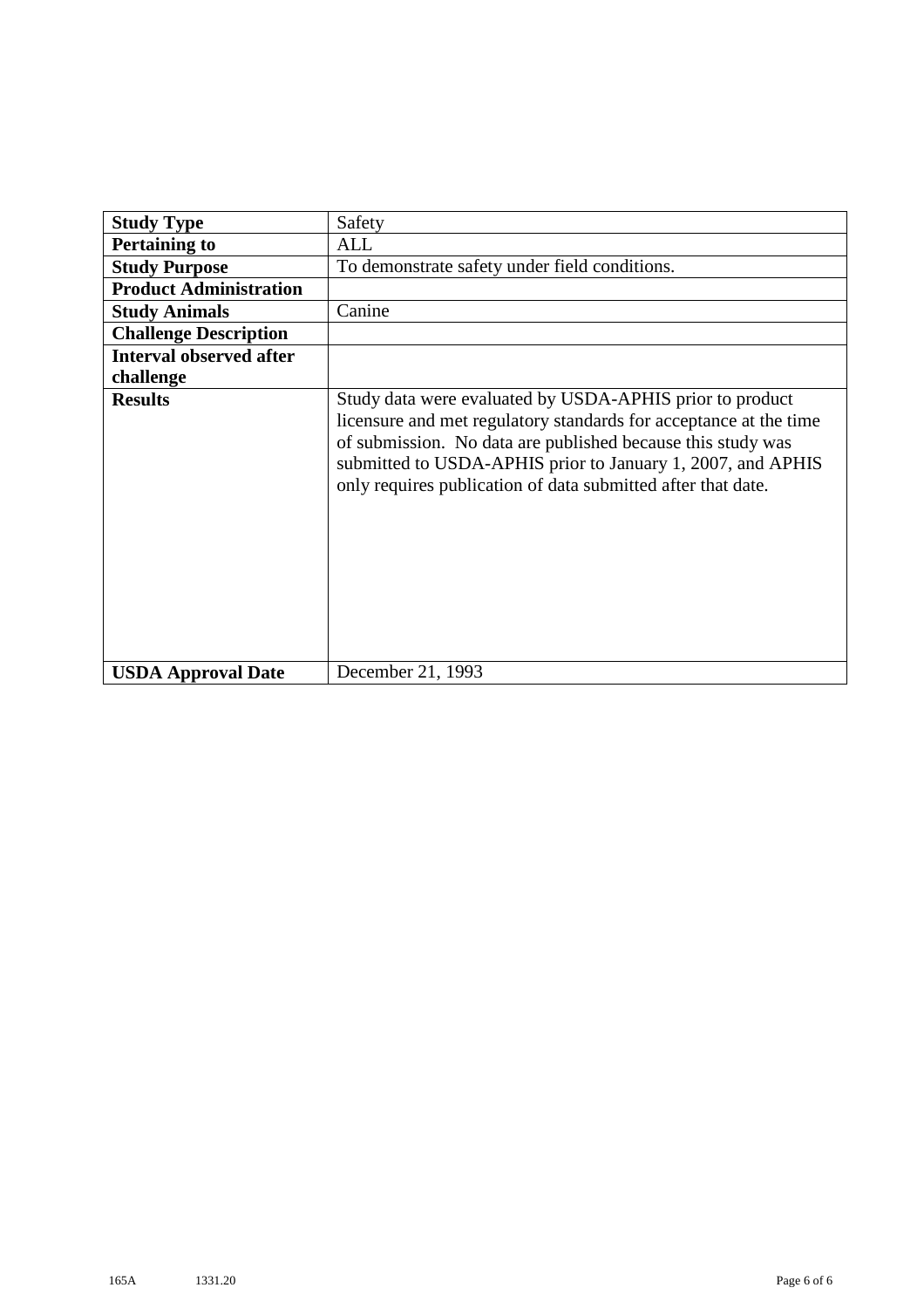| | |
|---|---|
| **Study Type** | Safety |
| **Pertaining to** | ALL |
| **Study Purpose** | To demonstrate safety under field conditions. |
| **Product Administration** | |
| **Study Animals** | Canine |
| **Challenge Description** | |
| **Interval observed after challenge** | |
| **Results** | Study data were evaluated by USDA-APHIS prior to product licensure and met regulatory standards for acceptance at the time of submission. No data are published because this study was submitted to USDA-APHIS prior to January 1, 2007, and APHIS only requires publication of data submitted after that date. |
| **USDA Approval Date** | December 21, 1993 |

165A 1331.20